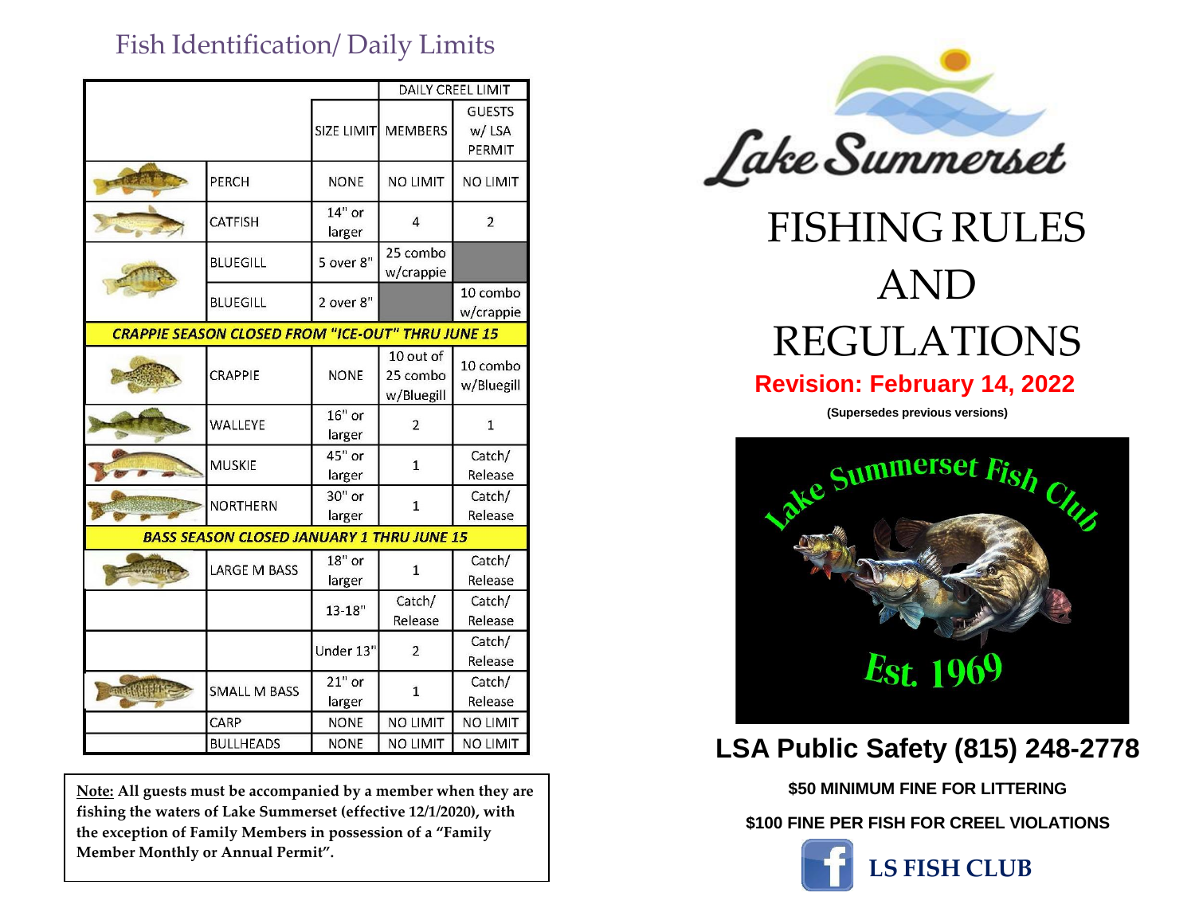## Fish Identification/ Daily Limits

| | | | DAILY CREEL LIMIT | |
|---|---|---|---|---|
| | | SIZE LIMIT | MEMBERS | GUESTS w/ LSA PERMIT |
| | PERCH | NONE | NO LIMIT | NO LIMIT |
| | CATFISH | 14" or larger | 4 | 2 |
| | BLUEGILL | 5 over 8" | 25 combo w/crappie | |
| | BLUEGILL | 2 over 8" | | 10 combo w/crappie |
| ***CRAPPIE SEASON CLOSED FROM "ICE-OUT" THRU JUNE 15*** | | | | |
| | CRAPPIE | NONE | 10 out of 25 combo w/Bluegill | 10 combo w/Bluegill |
| | WALLEYE | 16" or larger | 2 | 1 |
| | MUSKIE | 45" or larger | 1 | Catch/ Release |
| | NORTHERN | 30" or larger | 1 | Catch/ Release |
| ***BASS SEASON CLOSED JANUARY 1 THRU JUNE 15*** | | | | |
| | LARGE M BASS | 18" or larger | 1 | Catch/ Release |
| | | 13-18" | Catch/ Release | Catch/ Release |
| | | Under 13" | 2 | Catch/ Release |
| | SMALL M BASS | 21" or larger | 1 | Catch/ Release |
| | CARP | NONE | NO LIMIT | NO LIMIT |
| | BULLHEADS | NONE | NO LIMIT | NO LIMIT |

**Note: All guests must be accompanied by a member when they are fishing the waters of Lake Summerset (effective 12/1/2020), with the exception of Family Members in possession of a "Family Member Monthly or Annual Permit".**

Lake Summerset

# FISHING RULES AND REGULATIONS

**Revision: February 14, 2022**

**(Supersedes previous versions)**

Lake Summerset Fish Club

Est. 1969

## LSA Public Safety (815) 248-2778

**$50 MINIMUM FINE FOR LITTERING**

**$100 FINE PER FISH FOR CREEL VIOLATIONS**

**LS FISH CLUB**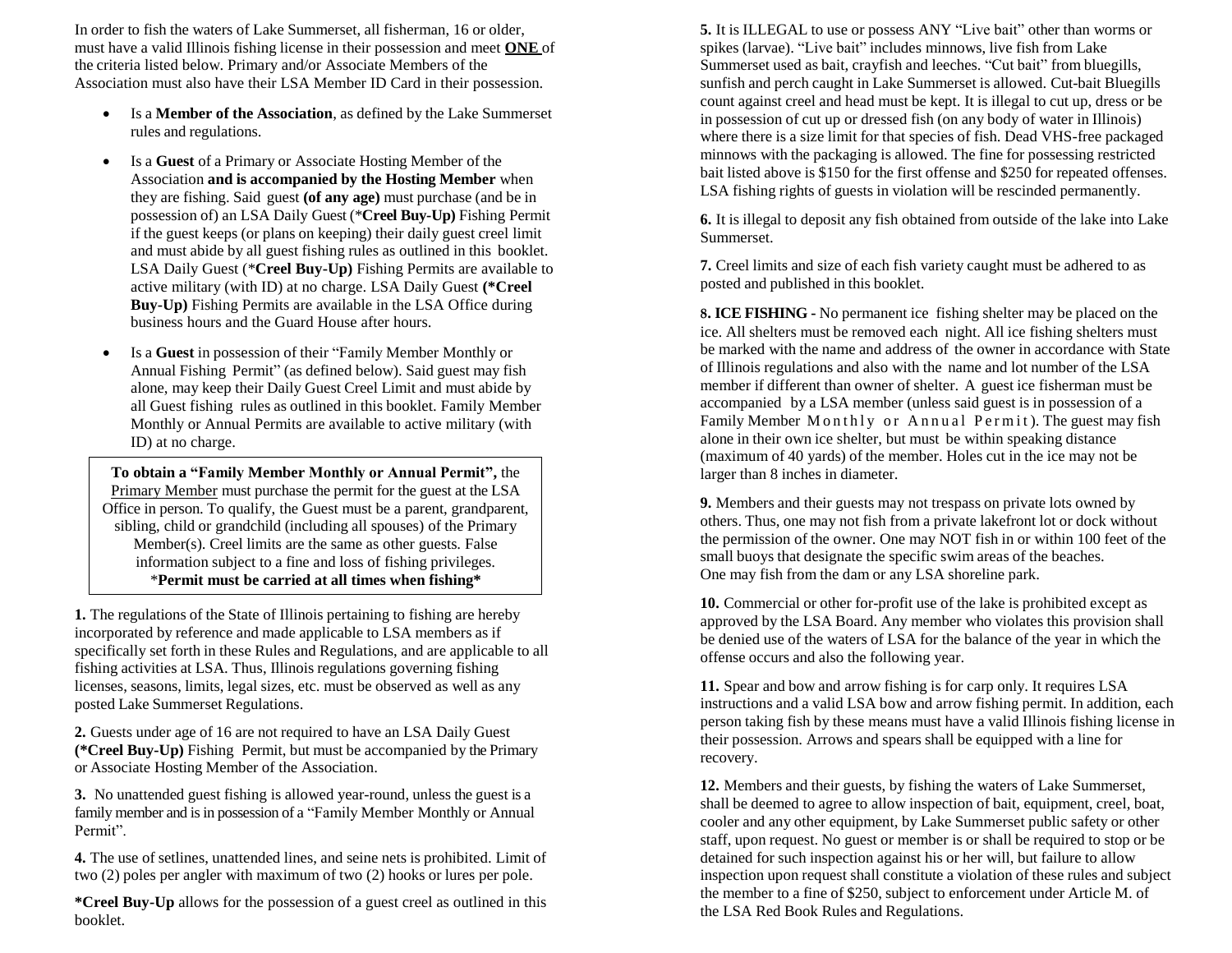In order to fish the waters of Lake Summerset, all fisherman, 16 or older, must have a valid Illinois fishing license in their possession and meet **ONE** of the criteria listed below. Primary and/or Associate Members of the Association must also have their LSA Member ID Card in their possession.

- Is a **Member of the Association**, as defined by the Lake Summerset rules and regulations.
- Is a **Guest** of a Primary or Associate Hosting Member of the Association **and is accompanied by the Hosting Member** when they are fishing. Said guest **(of any age)** must purchase (and be in possession of) an LSA Daily Guest (***Creel Buy-Up)** Fishing Permit if the guest keeps (or plans on keeping) their daily guest creel limit and must abide by all guest fishing rules as outlined in this booklet. LSA Daily Guest (***Creel Buy-Up)** Fishing Permits are available to active military (with ID) at no charge. LSA Daily Guest **(*Creel Buy-Up)** Fishing Permits are available in the LSA Office during business hours and the Guard House after hours.
- Is a **Guest** in possession of their "Family Member Monthly or Annual Fishing Permit" (as defined below). Said guest may fish alone, may keep their Daily Guest Creel Limit and must abide by all Guest fishing rules as outlined in this booklet. Family Member Monthly or Annual Permits are available to active military (with ID) at no charge.

**To obtain a "Family Member Monthly or Annual Permit",** the Primary Member must purchase the permit for the guest at the LSA Office in person. To qualify, the Guest must be a parent, grandparent, sibling, child or grandchild (including all spouses) of the Primary Member(s). Creel limits are the same as other guests. False information subject to a fine and loss of fishing privileges. ***Permit must be carried at all times when fishing***

**1.** The regulations of the State of Illinois pertaining to fishing are hereby incorporated by reference and made applicable to LSA members as if specifically set forth in these Rules and Regulations, and are applicable to all fishing activities at LSA. Thus, Illinois regulations governing fishing licenses, seasons, limits, legal sizes, etc. must be observed as well as any posted Lake Summerset Regulations.

**2.** Guests under age of 16 are not required to have an LSA Daily Guest **(*Creel Buy-Up)** Fishing Permit, but must be accompanied by the Primary or Associate Hosting Member of the Association.

**3.** No unattended guest fishing is allowed year-round, unless the guest is a family member and is in possession of a "Family Member Monthly or Annual Permit".

**4.** The use of setlines, unattended lines, and seine nets is prohibited. Limit of two (2) poles per angler with maximum of two (2) hooks or lures per pole.

***Creel Buy-Up** allows for the possession of a guest creel as outlined in this booklet.

**5.** It is ILLEGAL to use or possess ANY "Live bait" other than worms or spikes (larvae). "Live bait" includes minnows, live fish from Lake Summerset used as bait, crayfish and leeches. "Cut bait" from bluegills, sunfish and perch caught in Lake Summerset is allowed. Cut-bait Bluegills count against creel and head must be kept. It is illegal to cut up, dress or be in possession of cut up or dressed fish (on any body of water in Illinois) where there is a size limit for that species of fish. Dead VHS-free packaged minnows with the packaging is allowed. The fine for possessing restricted bait listed above is $150 for the first offense and $250 for repeated offenses. LSA fishing rights of guests in violation will be rescinded permanently.

**6.** It is illegal to deposit any fish obtained from outside of the lake into Lake Summerset.

**7.** Creel limits and size of each fish variety caught must be adhered to as posted and published in this booklet.

**8. ICE FISHING -** No permanent ice fishing shelter may be placed on the ice. All shelters must be removed each night. All ice fishing shelters must be marked with the name and address of the owner in accordance with State of Illinois regulations and also with the name and lot number of the LSA member if different than owner of shelter. A guest ice fisherman must be accompanied by a LSA member (unless said guest is in possession of a Family Member Monthly or Annual Permit). The guest may fish alone in their own ice shelter, but must be within speaking distance (maximum of 40 yards) of the member. Holes cut in the ice may not be larger than 8 inches in diameter.

**9.** Members and their guests may not trespass on private lots owned by others. Thus, one may not fish from a private lakefront lot or dock without the permission of the owner. One may NOT fish in or within 100 feet of the small buoys that designate the specific swim areas of the beaches. One may fish from the dam or any LSA shoreline park.

**10.** Commercial or other for-profit use of the lake is prohibited except as approved by the LSA Board. Any member who violates this provision shall be denied use of the waters of LSA for the balance of the year in which the offense occurs and also the following year.

**11.** Spear and bow and arrow fishing is for carp only. It requires LSA instructions and a valid LSA bow and arrow fishing permit. In addition, each person taking fish by these means must have a valid Illinois fishing license in their possession. Arrows and spears shall be equipped with a line for recovery.

**12.** Members and their guests, by fishing the waters of Lake Summerset, shall be deemed to agree to allow inspection of bait, equipment, creel, boat, cooler and any other equipment, by Lake Summerset public safety or other staff, upon request. No guest or member is or shall be required to stop or be detained for such inspection against his or her will, but failure to allow inspection upon request shall constitute a violation of these rules and subject the member to a fine of $250, subject to enforcement under Article M. of the LSA Red Book Rules and Regulations.